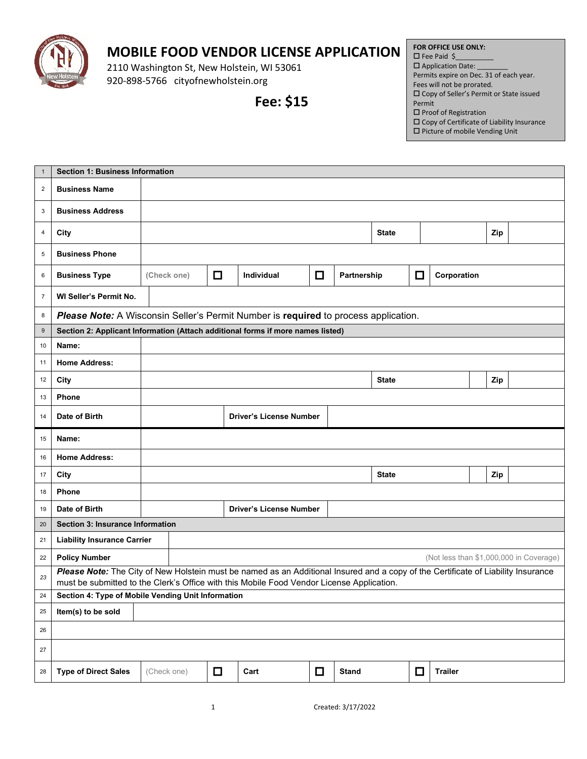# MOBILE FOOD VENDOR LICENSE APPLICATION

2110 Washington St, New Holstein, WI 53061
920-898-5766 cityofnewholstein.org

**Fee: $15**

**FOR OFFICE USE ONLY:**
☐ Fee Paid $__________
☐ Application Date: ________
Permits expire on Dec. 31 of each year. Fees will not be prorated.
☐ Copy of Seller's Permit or State issued Permit
☐ Proof of Registration
☐ Copy of Certificate of Liability Insurance
☐ Picture of mobile Vending Unit

| # | | | | | | | | |
|---|---|---|---|---|---|---|---|---|
| 1 | **Section 1: Business Information** | | | | | | | |
| 2 | **Business Name** | | | | | | | |
| 3 | **Business Address** | | | | | | | |
| 4 | **City** | | | | **State** | | **Zip** | |
| 5 | **Business Phone** | | | | | | | |
| 6 | **Business Type** | (Check one) | ☐ | **Individual** | ☐ | **Partnership** | ☐ | **Corporation** |
| 7 | **WI Seller's Permit No.** | | | | | | | |
| 8 | ***Please Note:*** A Wisconsin Seller's Permit Number is **required** to process application. | | | | | | | |
| 9 | **Section 2: Applicant Information (Attach additional forms if more names listed)** | | | | | | | |
| 10 | **Name:** | | | | | | | |
| 11 | **Home Address:** | | | | | | | |
| 12 | **City** | | | | **State** | | **Zip** | |
| 13 | **Phone** | | | | | | | |
| 14 | **Date of Birth** | | **Driver's License Number** | | | | | |
| 15 | **Name:** | | | | | | | |
| 16 | **Home Address:** | | | | | | | |
| 17 | **City** | | | | **State** | | **Zip** | |
| 18 | **Phone** | | | | | | | |
| 19 | **Date of Birth** | | **Driver's License Number** | | | | | |
| 20 | **Section 3: Insurance Information** | | | | | | | |
| 21 | **Liability Insurance Carrier** | | | | | | | |
| 22 | **Policy Number** | (Not less than $1,000,000 in Coverage) | | | | | | |
| 23 | ***Please Note:*** The City of New Holstein must be named as an Additional Insured and a copy of the Certificate of Liability Insurance must be submitted to the Clerk's Office with this Mobile Food Vendor License Application. | | | | | | | |
| 24 | **Section 4: Type of Mobile Vending Unit Information** | | | | | | | |
| 25 | **Item(s) to be sold** | | | | | | | |
| 26 | | | | | | | | |
| 27 | | | | | | | | |
| 28 | **Type of Direct Sales** | (Check one) | ☐ | **Cart** | ☐ | **Stand** | ☐ | **Trailer** |

Created: 3/17/2022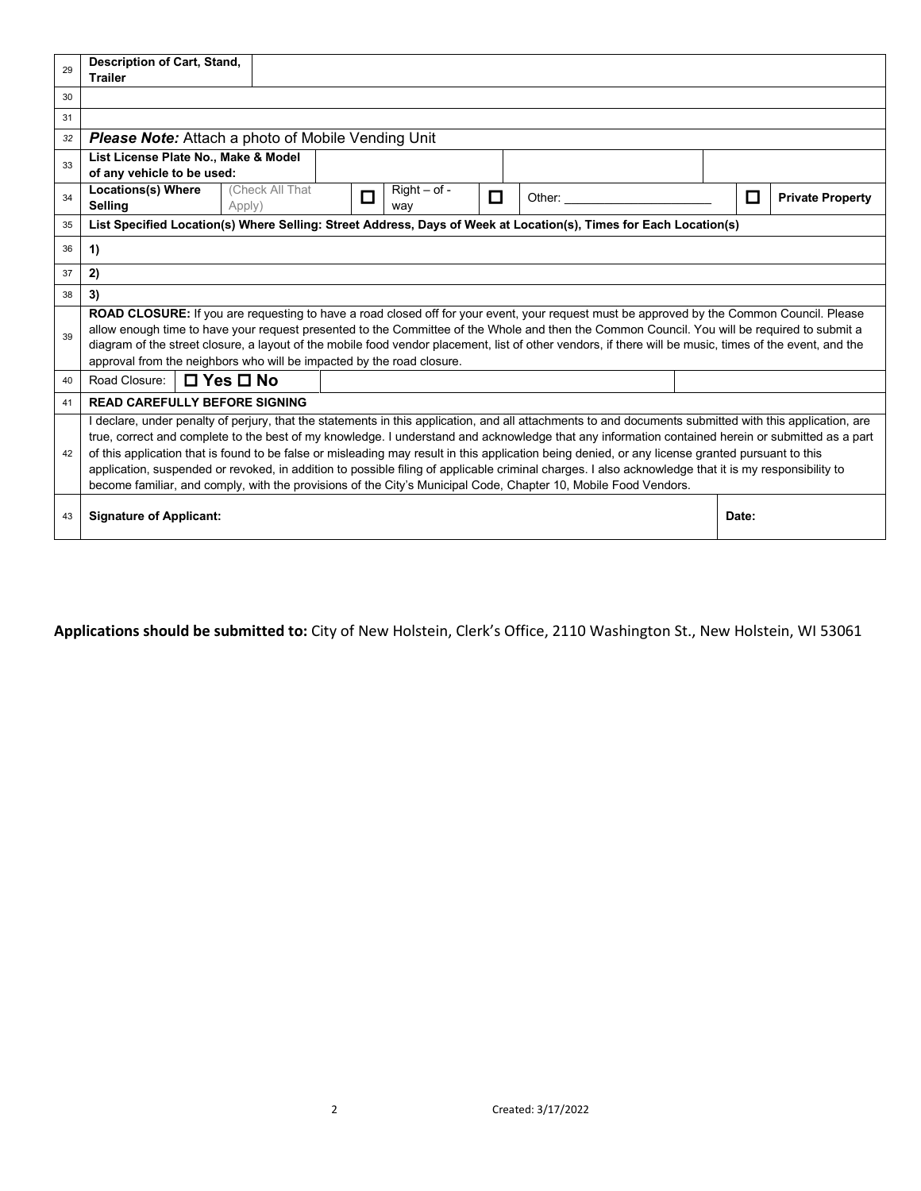| | | | | | | | | | | |
|---|---|---|---|---|---|---|---|---|---|---|
| 29 | **Description of Cart, Stand, Trailer** | | | | | | | | | |
| 30 | | | | | | | | | | |
| 31 | | | | | | | | | | |
| 32 | ***Please Note:*** Attach a photo of Mobile Vending Unit | | | | | | | | | |
| 33 | **List License Plate No., Make & Model of any vehicle to be used:** | | | | | | | | | |
| 34 | **Locations(s) Where Selling** | (Check All That Apply) | ☐ | Right – of - way | ☐ | Other: ______________________ | | ☐ | **Private Property** | |
| 35 | **List Specified Location(s) Where Selling: Street Address, Days of Week at Location(s), Times for Each Location(s)** | | | | | | | | | |
| 36 | **1)** | | | | | | | | | |
| 37 | **2)** | | | | | | | | | |
| 38 | **3)** | | | | | | | | | |
| 39 | **ROAD CLOSURE:** If you are requesting to have a road closed off for your event, your request must be approved by the Common Council. Please allow enough time to have your request presented to the Committee of the Whole and then the Common Council. You will be required to submit a diagram of the street closure, a layout of the mobile food vendor placement, list of other vendors, if there will be music, times of the event, and the approval from the neighbors who will be impacted by the road closure. | | | | | | | | | |
| 40 | Road Closure: | **☐ Yes ☐ No** | | | | | | | | |
| 41 | **READ CAREFULLY BEFORE SIGNING** | | | | | | | | | |
| 42 | I declare, under penalty of perjury, that the statements in this application, and all attachments to and documents submitted with this application, are true, correct and complete to the best of my knowledge. I understand and acknowledge that any information contained herein or submitted as a part of this application that is found to be false or misleading may result in this application being denied, or any license granted pursuant to this application, suspended or revoked, in addition to possible filing of applicable criminal charges. I also acknowledge that it is my responsibility to become familiar, and comply, with the provisions of the City's Municipal Code, Chapter 10, Mobile Food Vendors. | | | | | | | | | |
| 43 | **Signature of Applicant:** | | | | | | | **Date:** | | |

**Applications should be submitted to:** City of New Holstein, Clerk's Office, 2110 Washington St., New Holstein, WI 53061

Created: 3/17/2022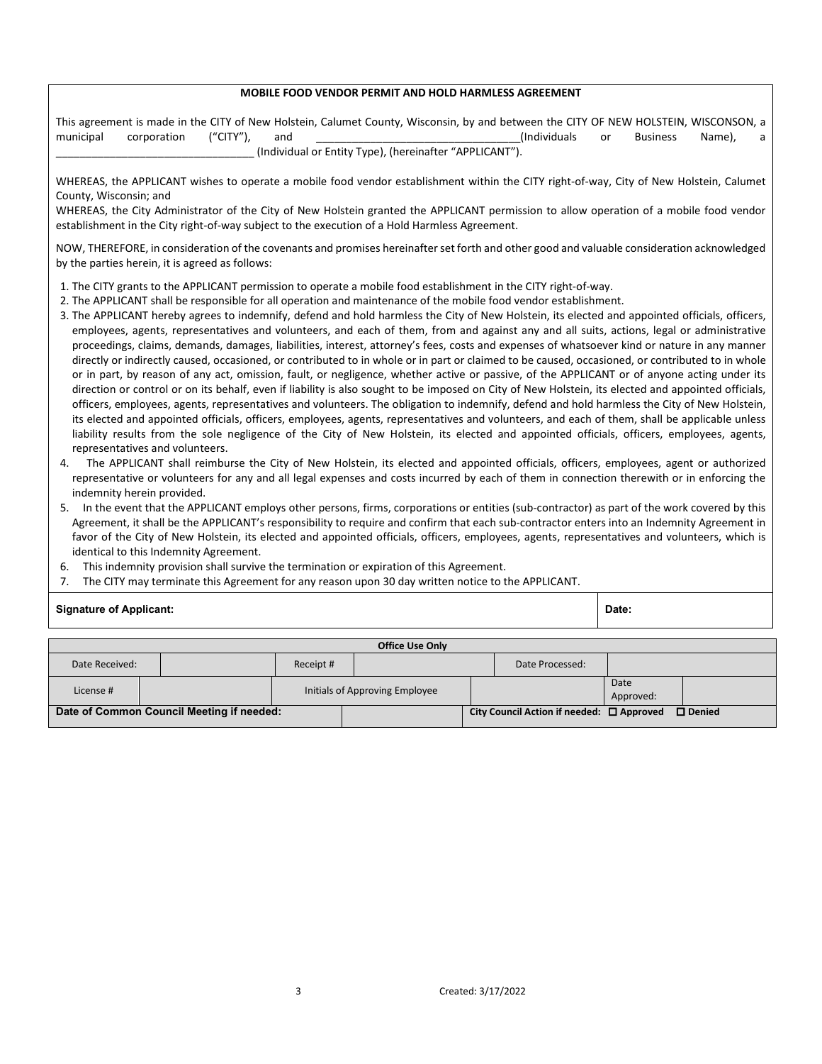## MOBILE FOOD VENDOR PERMIT AND HOLD HARMLESS AGREEMENT

This agreement is made in the CITY of New Holstein, Calumet County, Wisconsin, by and between the CITY OF NEW HOLSTEIN, WISCONSON, a municipal corporation ("CITY"), and __________________________________(Individuals or Business Name), a __________________________________ (Individual or Entity Type), (hereinafter "APPLICANT").

WHEREAS, the APPLICANT wishes to operate a mobile food vendor establishment within the CITY right-of-way, City of New Holstein, Calumet County, Wisconsin; and

WHEREAS, the City Administrator of the City of New Holstein granted the APPLICANT permission to allow operation of a mobile food vendor establishment in the City right-of-way subject to the execution of a Hold Harmless Agreement.

NOW, THEREFORE, in consideration of the covenants and promises hereinafter set forth and other good and valuable consideration acknowledged by the parties herein, it is agreed as follows:

1. The CITY grants to the APPLICANT permission to operate a mobile food establishment in the CITY right-of-way.
2. The APPLICANT shall be responsible for all operation and maintenance of the mobile food vendor establishment.
3. The APPLICANT hereby agrees to indemnify, defend and hold harmless the City of New Holstein, its elected and appointed officials, officers, employees, agents, representatives and volunteers, and each of them, from and against any and all suits, actions, legal or administrative proceedings, claims, demands, damages, liabilities, interest, attorney's fees, costs and expenses of whatsoever kind or nature in any manner directly or indirectly caused, occasioned, or contributed to in whole or in part or claimed to be caused, occasioned, or contributed to in whole or in part, by reason of any act, omission, fault, or negligence, whether active or passive, of the APPLICANT or of anyone acting under its direction or control or on its behalf, even if liability is also sought to be imposed on City of New Holstein, its elected and appointed officials, officers, employees, agents, representatives and volunteers. The obligation to indemnify, defend and hold harmless the City of New Holstein, its elected and appointed officials, officers, employees, agents, representatives and volunteers, and each of them, shall be applicable unless liability results from the sole negligence of the City of New Holstein, its elected and appointed officials, officers, employees, agents, representatives and volunteers.
4. The APPLICANT shall reimburse the City of New Holstein, its elected and appointed officials, officers, employees, agent or authorized representative or volunteers for any and all legal expenses and costs incurred by each of them in connection therewith or in enforcing the indemnity herein provided.
5. In the event that the APPLICANT employs other persons, firms, corporations or entities (sub-contractor) as part of the work covered by this Agreement, it shall be the APPLICANT's responsibility to require and confirm that each sub-contractor enters into an Indemnity Agreement in favor of the City of New Holstein, its elected and appointed officials, officers, employees, agents, representatives and volunteers, which is identical to this Indemnity Agreement.
6. This indemnity provision shall survive the termination or expiration of this Agreement.
7. The CITY may terminate this Agreement for any reason upon 30 day written notice to the APPLICANT.

| | |
|---|---|
| **Signature of Applicant:** | **Date:** |

| **Office Use Only** | | | | | |
|---|---|---|---|---|---|
| Date Received: | | Receipt # | | Date Processed: | |
| License # | | Initials of Approving Employee | | Date Approved: | |
| **Date of Common Council Meeting if needed:** | | | | **City Council Action if needed:** ☐ **Approved** ☐ **Denied** | |

Created: 3/17/2022